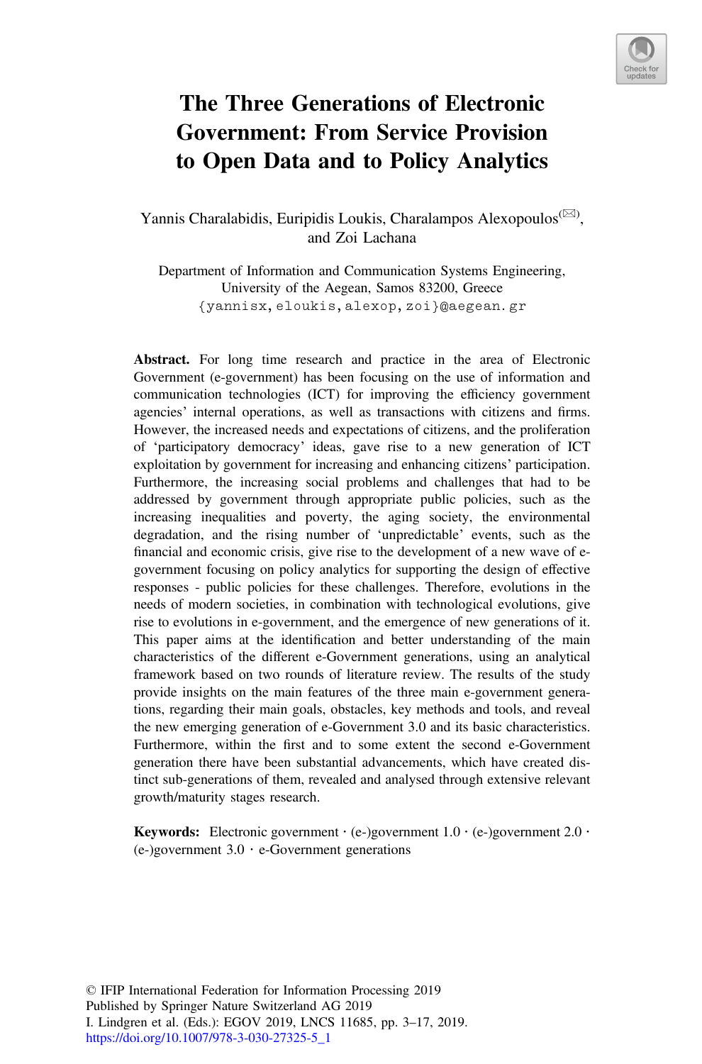# The Three Generations of Electronic Government: From Service Provision to Open Data and to Policy Analytics

Yannis Charalabidis, Euripidis Loukis, Charalampos Alexopoulos(✉), and Zoi Lachana

Department of Information and Communication Systems Engineering, University of the Aegean, Samos 83200, Greece
{yannisx, eloukis, alexop, zoi}@aegean.gr

**Abstract.** For long time research and practice in the area of Electronic Government (e-government) has been focusing on the use of information and communication technologies (ICT) for improving the efficiency government agencies' internal operations, as well as transactions with citizens and firms. However, the increased needs and expectations of citizens, and the proliferation of 'participatory democracy' ideas, gave rise to a new generation of ICT exploitation by government for increasing and enhancing citizens' participation. Furthermore, the increasing social problems and challenges that had to be addressed by government through appropriate public policies, such as the increasing inequalities and poverty, the aging society, the environmental degradation, and the rising number of 'unpredictable' events, such as the financial and economic crisis, give rise to the development of a new wave of e-government focusing on policy analytics for supporting the design of effective responses - public policies for these challenges. Therefore, evolutions in the needs of modern societies, in combination with technological evolutions, give rise to evolutions in e-government, and the emergence of new generations of it. This paper aims at the identification and better understanding of the main characteristics of the different e-Government generations, using an analytical framework based on two rounds of literature review. The results of the study provide insights on the main features of the three main e-government generations, regarding their main goals, obstacles, key methods and tools, and reveal the new emerging generation of e-Government 3.0 and its basic characteristics. Furthermore, within the first and to some extent the second e-Government generation there have been substantial advancements, which have created distinct sub-generations of them, revealed and analysed through extensive relevant growth/maturity stages research.

**Keywords:** Electronic government · (e-)government 1.0 · (e-)government 2.0 · (e-)government 3.0 · e-Government generations

© IFIP International Federation for Information Processing 2019
Published by Springer Nature Switzerland AG 2019
I. Lindgren et al. (Eds.): EGOV 2019, LNCS 11685, pp. 3–17, 2019.
https://doi.org/10.1007/978-3-030-27325-5_1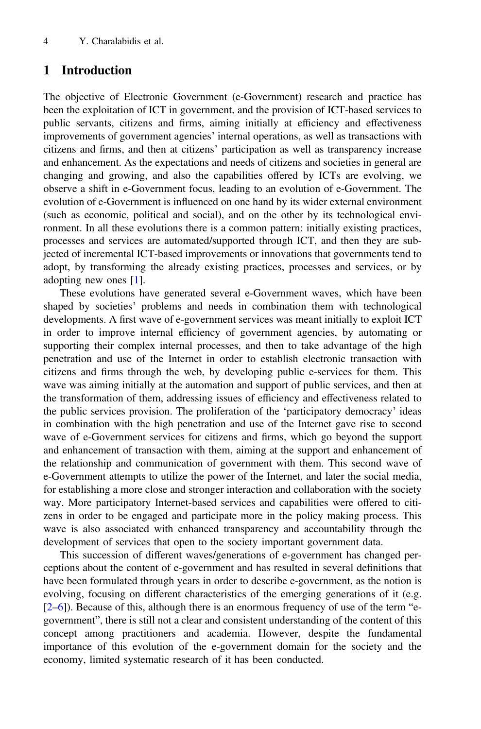## 1 Introduction

The objective of Electronic Government (e-Government) research and practice has been the exploitation of ICT in government, and the provision of ICT-based services to public servants, citizens and firms, aiming initially at efficiency and effectiveness improvements of government agencies' internal operations, as well as transactions with citizens and firms, and then at citizens' participation as well as transparency increase and enhancement. As the expectations and needs of citizens and societies in general are changing and growing, and also the capabilities offered by ICTs are evolving, we observe a shift in e-Government focus, leading to an evolution of e-Government. The evolution of e-Government is influenced on one hand by its wider external environment (such as economic, political and social), and on the other by its technological environment. In all these evolutions there is a common pattern: initially existing practices, processes and services are automated/supported through ICT, and then they are subjected of incremental ICT-based improvements or innovations that governments tend to adopt, by transforming the already existing practices, processes and services, or by adopting new ones [1].

These evolutions have generated several e-Government waves, which have been shaped by societies' problems and needs in combination them with technological developments. A first wave of e-government services was meant initially to exploit ICT in order to improve internal efficiency of government agencies, by automating or supporting their complex internal processes, and then to take advantage of the high penetration and use of the Internet in order to establish electronic transaction with citizens and firms through the web, by developing public e-services for them. This wave was aiming initially at the automation and support of public services, and then at the transformation of them, addressing issues of efficiency and effectiveness related to the public services provision. The proliferation of the 'participatory democracy' ideas in combination with the high penetration and use of the Internet gave rise to second wave of e-Government services for citizens and firms, which go beyond the support and enhancement of transaction with them, aiming at the support and enhancement of the relationship and communication of government with them. This second wave of e-Government attempts to utilize the power of the Internet, and later the social media, for establishing a more close and stronger interaction and collaboration with the society way. More participatory Internet-based services and capabilities were offered to citizens in order to be engaged and participate more in the policy making process. This wave is also associated with enhanced transparency and accountability through the development of services that open to the society important government data.

This succession of different waves/generations of e-government has changed perceptions about the content of e-government and has resulted in several definitions that have been formulated through years in order to describe e-government, as the notion is evolving, focusing on different characteristics of the emerging generations of it (e.g. [2–6]). Because of this, although there is an enormous frequency of use of the term "e-government", there is still not a clear and consistent understanding of the content of this concept among practitioners and academia. However, despite the fundamental importance of this evolution of the e-government domain for the society and the economy, limited systematic research of it has been conducted.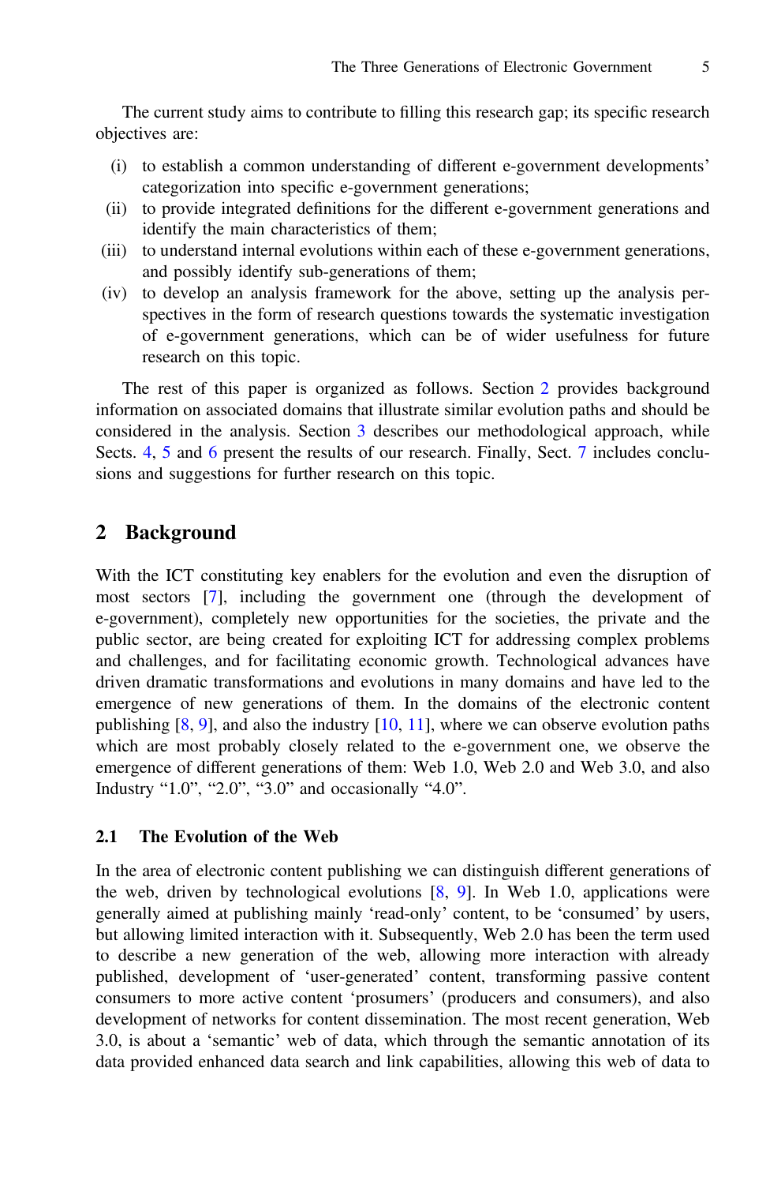The current study aims to contribute to filling this research gap; its specific research objectives are:

(i) to establish a common understanding of different e-government developments' categorization into specific e-government generations;
(ii) to provide integrated definitions for the different e-government generations and identify the main characteristics of them;
(iii) to understand internal evolutions within each of these e-government generations, and possibly identify sub-generations of them;
(iv) to develop an analysis framework for the above, setting up the analysis perspectives in the form of research questions towards the systematic investigation of e-government generations, which can be of wider usefulness for future research on this topic.

The rest of this paper is organized as follows. Section 2 provides background information on associated domains that illustrate similar evolution paths and should be considered in the analysis. Section 3 describes our methodological approach, while Sects. 4, 5 and 6 present the results of our research. Finally, Sect. 7 includes conclusions and suggestions for further research on this topic.

## 2 Background

With the ICT constituting key enablers for the evolution and even the disruption of most sectors [7], including the government one (through the development of e-government), completely new opportunities for the societies, the private and the public sector, are being created for exploiting ICT for addressing complex problems and challenges, and for facilitating economic growth. Technological advances have driven dramatic transformations and evolutions in many domains and have led to the emergence of new generations of them. In the domains of the electronic content publishing [8, 9], and also the industry [10, 11], where we can observe evolution paths which are most probably closely related to the e-government one, we observe the emergence of different generations of them: Web 1.0, Web 2.0 and Web 3.0, and also Industry "1.0", "2.0", "3.0" and occasionally "4.0".

### 2.1 The Evolution of the Web

In the area of electronic content publishing we can distinguish different generations of the web, driven by technological evolutions [8, 9]. In Web 1.0, applications were generally aimed at publishing mainly 'read-only' content, to be 'consumed' by users, but allowing limited interaction with it. Subsequently, Web 2.0 has been the term used to describe a new generation of the web, allowing more interaction with already published, development of 'user-generated' content, transforming passive content consumers to more active content 'prosumers' (producers and consumers), and also development of networks for content dissemination. The most recent generation, Web 3.0, is about a 'semantic' web of data, which through the semantic annotation of its data provided enhanced data search and link capabilities, allowing this web of data to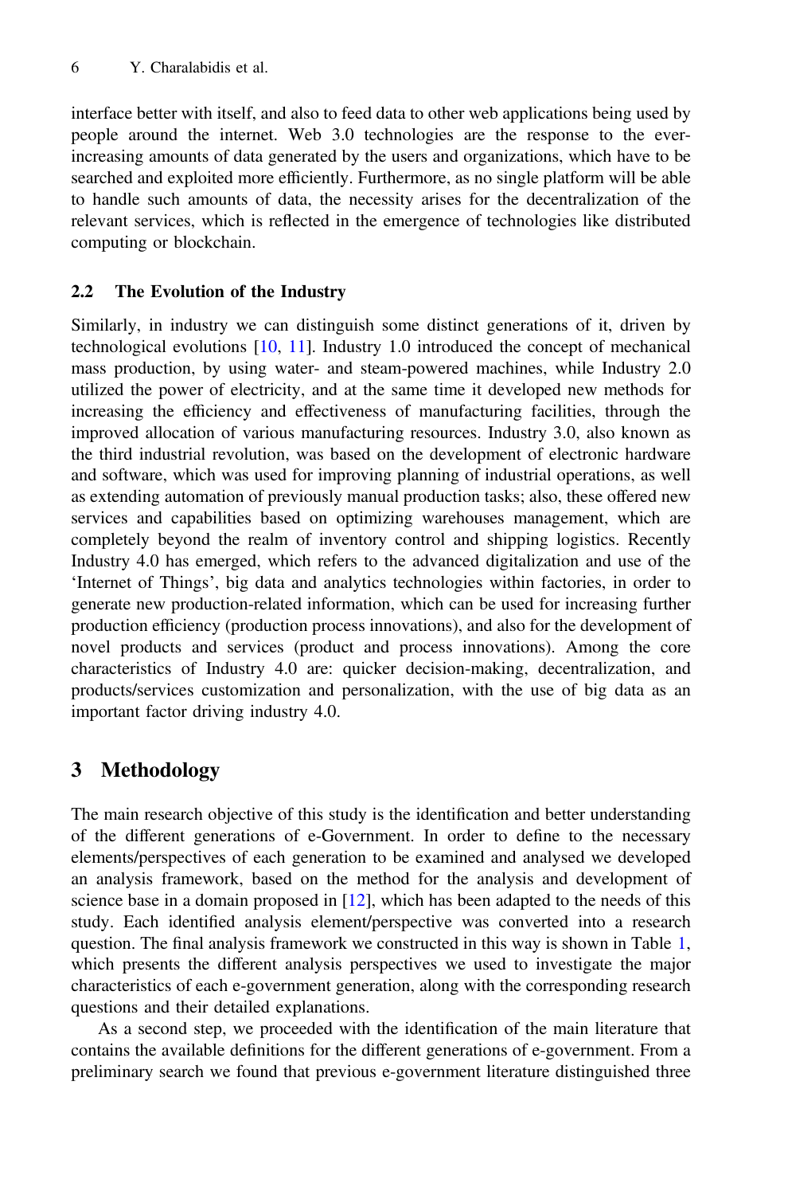interface better with itself, and also to feed data to other web applications being used by people around the internet. Web 3.0 technologies are the response to the ever-increasing amounts of data generated by the users and organizations, which have to be searched and exploited more efficiently. Furthermore, as no single platform will be able to handle such amounts of data, the necessity arises for the decentralization of the relevant services, which is reflected in the emergence of technologies like distributed computing or blockchain.

### 2.2 The Evolution of the Industry

Similarly, in industry we can distinguish some distinct generations of it, driven by technological evolutions [10, 11]. Industry 1.0 introduced the concept of mechanical mass production, by using water- and steam-powered machines, while Industry 2.0 utilized the power of electricity, and at the same time it developed new methods for increasing the efficiency and effectiveness of manufacturing facilities, through the improved allocation of various manufacturing resources. Industry 3.0, also known as the third industrial revolution, was based on the development of electronic hardware and software, which was used for improving planning of industrial operations, as well as extending automation of previously manual production tasks; also, these offered new services and capabilities based on optimizing warehouses management, which are completely beyond the realm of inventory control and shipping logistics. Recently Industry 4.0 has emerged, which refers to the advanced digitalization and use of the 'Internet of Things', big data and analytics technologies within factories, in order to generate new production-related information, which can be used for increasing further production efficiency (production process innovations), and also for the development of novel products and services (product and process innovations). Among the core characteristics of Industry 4.0 are: quicker decision-making, decentralization, and products/services customization and personalization, with the use of big data as an important factor driving industry 4.0.

## 3 Methodology

The main research objective of this study is the identification and better understanding of the different generations of e-Government. In order to define to the necessary elements/perspectives of each generation to be examined and analysed we developed an analysis framework, based on the method for the analysis and development of science base in a domain proposed in [12], which has been adapted to the needs of this study. Each identified analysis element/perspective was converted into a research question. The final analysis framework we constructed in this way is shown in Table 1, which presents the different analysis perspectives we used to investigate the major characteristics of each e-government generation, along with the corresponding research questions and their detailed explanations.

As a second step, we proceeded with the identification of the main literature that contains the available definitions for the different generations of e-government. From a preliminary search we found that previous e-government literature distinguished three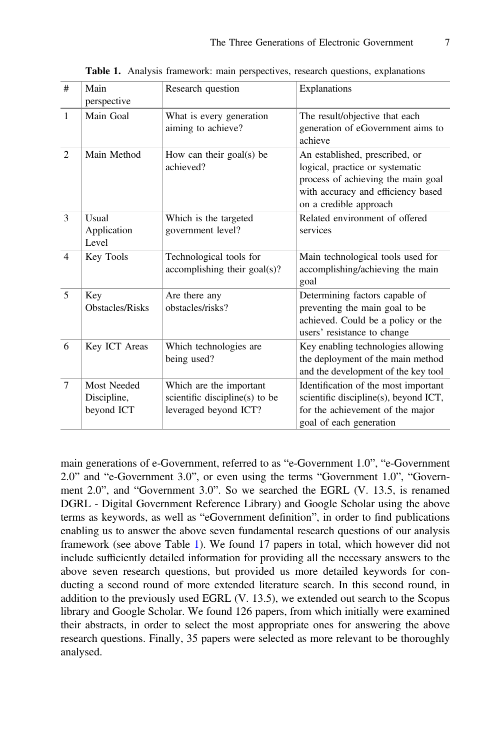**Table 1.** Analysis framework: main perspectives, research questions, explanations

| # | Main perspective | Research question | Explanations |
|---|---|---|---|
| 1 | Main Goal | What is every generation aiming to achieve? | The result/objective that each generation of eGovernment aims to achieve |
| 2 | Main Method | How can their goal(s) be achieved? | An established, prescribed, or logical, practice or systematic process of achieving the main goal with accuracy and efficiency based on a credible approach |
| 3 | Usual Application Level | Which is the targeted government level? | Related environment of offered services |
| 4 | Key Tools | Technological tools for accomplishing their goal(s)? | Main technological tools used for accomplishing/achieving the main goal |
| 5 | Key Obstacles/Risks | Are there any obstacles/risks? | Determining factors capable of preventing the main goal to be achieved. Could be a policy or the users' resistance to change |
| 6 | Key ICT Areas | Which technologies are being used? | Key enabling technologies allowing the deployment of the main method and the development of the key tool |
| 7 | Most Needed Discipline, beyond ICT | Which are the important scientific discipline(s) to be leveraged beyond ICT? | Identification of the most important scientific discipline(s), beyond ICT, for the achievement of the major goal of each generation |

main generations of e-Government, referred to as "e-Government 1.0", "e-Government 2.0" and "e-Government 3.0", or even using the terms "Government 1.0", "Government 2.0", and "Government 3.0". So we searched the EGRL (V. 13.5, is renamed DGRL - Digital Government Reference Library) and Google Scholar using the above terms as keywords, as well as "eGovernment definition", in order to find publications enabling us to answer the above seven fundamental research questions of our analysis framework (see above Table 1). We found 17 papers in total, which however did not include sufficiently detailed information for providing all the necessary answers to the above seven research questions, but provided us more detailed keywords for conducting a second round of more extended literature search. In this second round, in addition to the previously used EGRL (V. 13.5), we extended out search to the Scopus library and Google Scholar. We found 126 papers, from which initially were examined their abstracts, in order to select the most appropriate ones for answering the above research questions. Finally, 35 papers were selected as more relevant to be thoroughly analysed.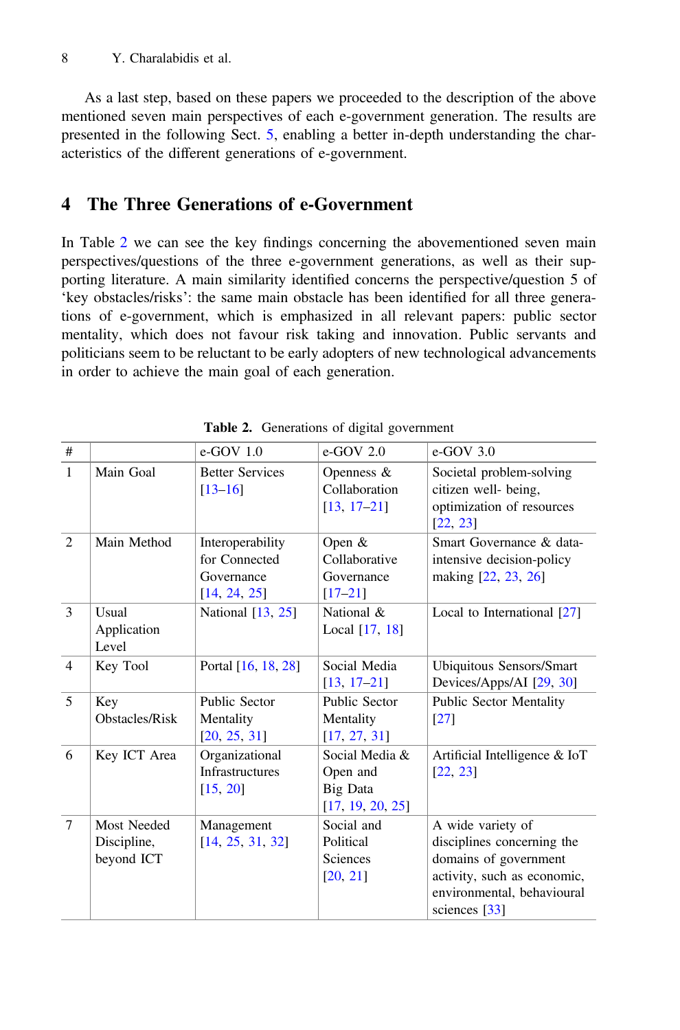As a last step, based on these papers we proceeded to the description of the above mentioned seven main perspectives of each e-government generation. The results are presented in the following Sect. 5, enabling a better in-depth understanding the characteristics of the different generations of e-government.

## 4 The Three Generations of e-Government

In Table 2 we can see the key findings concerning the abovementioned seven main perspectives/questions of the three e-government generations, as well as their supporting literature. A main similarity identified concerns the perspective/question 5 of 'key obstacles/risks': the same main obstacle has been identified for all three generations of e-government, which is emphasized in all relevant papers: public sector mentality, which does not favour risk taking and innovation. Public servants and politicians seem to be reluctant to be early adopters of new technological advancements in order to achieve the main goal of each generation.

**Table 2.** Generations of digital government

| # | | e-GOV 1.0 | e-GOV 2.0 | e-GOV 3.0 |
|---|---|---|---|---|
| 1 | Main Goal | Better Services [13–16] | Openness & Collaboration [13, 17–21] | Societal problem-solving citizen well- being, optimization of resources [22, 23] |
| 2 | Main Method | Interoperability for Connected Governance [14, 24, 25] | Open & Collaborative Governance [17–21] | Smart Governance & data-intensive decision-policy making [22, 23, 26] |
| 3 | Usual Application Level | National [13, 25] | National & Local [17, 18] | Local to International [27] |
| 4 | Key Tool | Portal [16, 18, 28] | Social Media [13, 17–21] | Ubiquitous Sensors/Smart Devices/Apps/AI [29, 30] |
| 5 | Key Obstacles/Risk | Public Sector Mentality [20, 25, 31] | Public Sector Mentality [17, 27, 31] | Public Sector Mentality [27] |
| 6 | Key ICT Area | Organizational Infrastructures [15, 20] | Social Media & Open and Big Data [17, 19, 20, 25] | Artificial Intelligence & IoT [22, 23] |
| 7 | Most Needed Discipline, beyond ICT | Management [14, 25, 31, 32] | Social and Political Sciences [20, 21] | A wide variety of disciplines concerning the domains of government activity, such as economic, environmental, behavioural sciences [33] |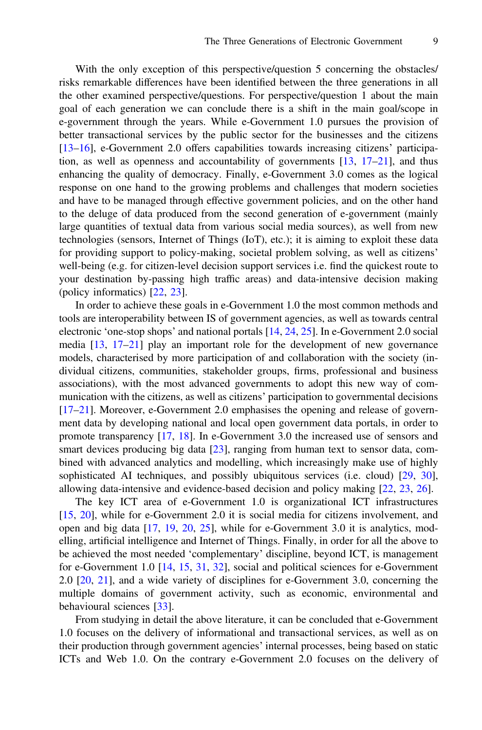With the only exception of this perspective/question 5 concerning the obstacles/ risks remarkable differences have been identified between the three generations in all the other examined perspective/questions. For perspective/question 1 about the main goal of each generation we can conclude there is a shift in the main goal/scope in e-government through the years. While e-Government 1.0 pursues the provision of better transactional services by the public sector for the businesses and the citizens [13–16], e-Government 2.0 offers capabilities towards increasing citizens' participation, as well as openness and accountability of governments [13, 17–21], and thus enhancing the quality of democracy. Finally, e-Government 3.0 comes as the logical response on one hand to the growing problems and challenges that modern societies and have to be managed through effective government policies, and on the other hand to the deluge of data produced from the second generation of e-government (mainly large quantities of textual data from various social media sources), as well from new technologies (sensors, Internet of Things (IoT), etc.); it is aiming to exploit these data for providing support to policy-making, societal problem solving, as well as citizens' well-being (e.g. for citizen-level decision support services i.e. find the quickest route to your destination by-passing high traffic areas) and data-intensive decision making (policy informatics) [22, 23].

In order to achieve these goals in e-Government 1.0 the most common methods and tools are interoperability between IS of government agencies, as well as towards central electronic 'one-stop shops' and national portals [14, 24, 25]. In e-Government 2.0 social media [13, 17–21] play an important role for the development of new governance models, characterised by more participation of and collaboration with the society (individual citizens, communities, stakeholder groups, firms, professional and business associations), with the most advanced governments to adopt this new way of communication with the citizens, as well as citizens' participation to governmental decisions [17–21]. Moreover, e-Government 2.0 emphasises the opening and release of government data by developing national and local open government data portals, in order to promote transparency [17, 18]. In e-Government 3.0 the increased use of sensors and smart devices producing big data [23], ranging from human text to sensor data, combined with advanced analytics and modelling, which increasingly make use of highly sophisticated AI techniques, and possibly ubiquitous services (i.e. cloud) [29, 30], allowing data-intensive and evidence-based decision and policy making [22, 23, 26].

The key ICT area of e-Government 1.0 is organizational ICT infrastructures [15, 20], while for e-Government 2.0 it is social media for citizens involvement, and open and big data [17, 19, 20, 25], while for e-Government 3.0 it is analytics, modelling, artificial intelligence and Internet of Things. Finally, in order for all the above to be achieved the most needed 'complementary' discipline, beyond ICT, is management for e-Government 1.0 [14, 15, 31, 32], social and political sciences for e-Government 2.0 [20, 21], and a wide variety of disciplines for e-Government 3.0, concerning the multiple domains of government activity, such as economic, environmental and behavioural sciences [33].

From studying in detail the above literature, it can be concluded that e-Government 1.0 focuses on the delivery of informational and transactional services, as well as on their production through government agencies' internal processes, being based on static ICTs and Web 1.0. On the contrary e-Government 2.0 focuses on the delivery of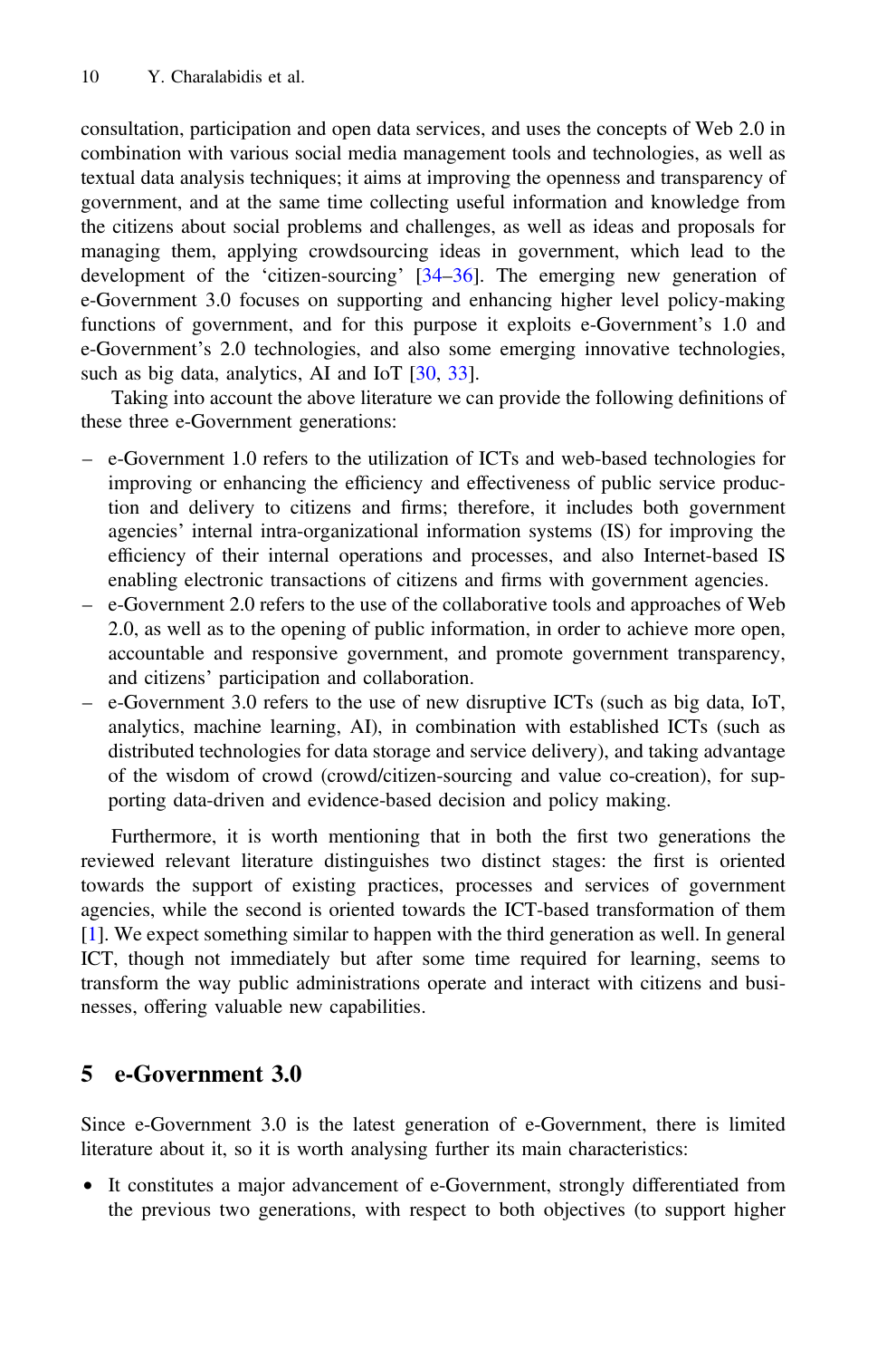consultation, participation and open data services, and uses the concepts of Web 2.0 in combination with various social media management tools and technologies, as well as textual data analysis techniques; it aims at improving the openness and transparency of government, and at the same time collecting useful information and knowledge from the citizens about social problems and challenges, as well as ideas and proposals for managing them, applying crowdsourcing ideas in government, which lead to the development of the 'citizen-sourcing' [34–36]. The emerging new generation of e-Government 3.0 focuses on supporting and enhancing higher level policy-making functions of government, and for this purpose it exploits e-Government's 1.0 and e-Government's 2.0 technologies, and also some emerging innovative technologies, such as big data, analytics, AI and IoT [30, 33].

Taking into account the above literature we can provide the following definitions of these three e-Government generations:

- e-Government 1.0 refers to the utilization of ICTs and web-based technologies for improving or enhancing the efficiency and effectiveness of public service production and delivery to citizens and firms; therefore, it includes both government agencies' internal intra-organizational information systems (IS) for improving the efficiency of their internal operations and processes, and also Internet-based IS enabling electronic transactions of citizens and firms with government agencies.
- e-Government 2.0 refers to the use of the collaborative tools and approaches of Web 2.0, as well as to the opening of public information, in order to achieve more open, accountable and responsive government, and promote government transparency, and citizens' participation and collaboration.
- e-Government 3.0 refers to the use of new disruptive ICTs (such as big data, IoT, analytics, machine learning, AI), in combination with established ICTs (such as distributed technologies for data storage and service delivery), and taking advantage of the wisdom of crowd (crowd/citizen-sourcing and value co-creation), for supporting data-driven and evidence-based decision and policy making.

Furthermore, it is worth mentioning that in both the first two generations the reviewed relevant literature distinguishes two distinct stages: the first is oriented towards the support of existing practices, processes and services of government agencies, while the second is oriented towards the ICT-based transformation of them [1]. We expect something similar to happen with the third generation as well. In general ICT, though not immediately but after some time required for learning, seems to transform the way public administrations operate and interact with citizens and businesses, offering valuable new capabilities.

## 5 e-Government 3.0

Since e-Government 3.0 is the latest generation of e-Government, there is limited literature about it, so it is worth analysing further its main characteristics:

- It constitutes a major advancement of e-Government, strongly differentiated from the previous two generations, with respect to both objectives (to support higher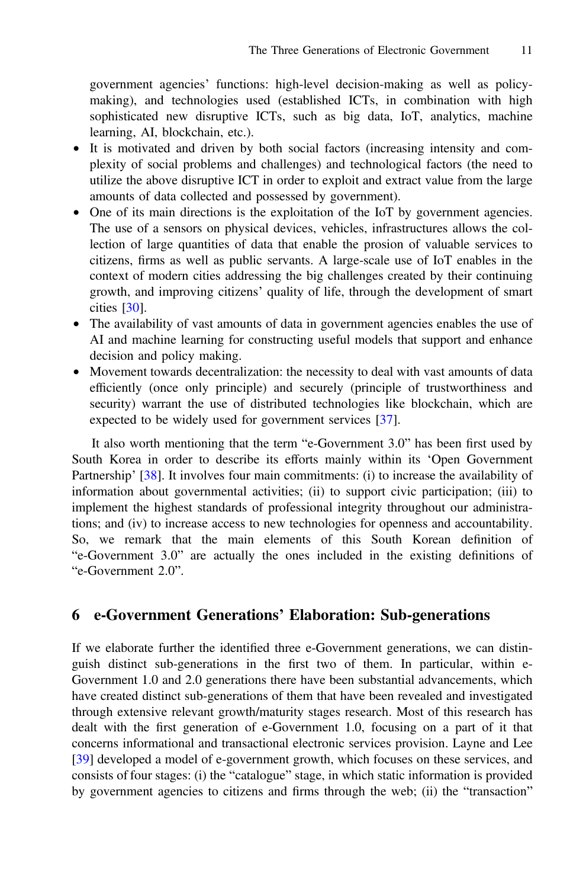government agencies' functions: high-level decision-making as well as policy-making), and technologies used (established ICTs, in combination with high sophisticated new disruptive ICTs, such as big data, IoT, analytics, machine learning, AI, blockchain, etc.).

- It is motivated and driven by both social factors (increasing intensity and complexity of social problems and challenges) and technological factors (the need to utilize the above disruptive ICT in order to exploit and extract value from the large amounts of data collected and possessed by government).
- One of its main directions is the exploitation of the IoT by government agencies. The use of a sensors on physical devices, vehicles, infrastructures allows the collection of large quantities of data that enable the prosion of valuable services to citizens, firms as well as public servants. A large-scale use of IoT enables in the context of modern cities addressing the big challenges created by their continuing growth, and improving citizens' quality of life, through the development of smart cities [30].
- The availability of vast amounts of data in government agencies enables the use of AI and machine learning for constructing useful models that support and enhance decision and policy making.
- Movement towards decentralization: the necessity to deal with vast amounts of data efficiently (once only principle) and securely (principle of trustworthiness and security) warrant the use of distributed technologies like blockchain, which are expected to be widely used for government services [37].

It also worth mentioning that the term "e-Government 3.0" has been first used by South Korea in order to describe its efforts mainly within its 'Open Government Partnership' [38]. It involves four main commitments: (i) to increase the availability of information about governmental activities; (ii) to support civic participation; (iii) to implement the highest standards of professional integrity throughout our administrations; and (iv) to increase access to new technologies for openness and accountability. So, we remark that the main elements of this South Korean definition of "e-Government 3.0" are actually the ones included in the existing definitions of "e-Government 2.0".

## 6 e-Government Generations' Elaboration: Sub-generations

If we elaborate further the identified three e-Government generations, we can distinguish distinct sub-generations in the first two of them. In particular, within e-Government 1.0 and 2.0 generations there have been substantial advancements, which have created distinct sub-generations of them that have been revealed and investigated through extensive relevant growth/maturity stages research. Most of this research has dealt with the first generation of e-Government 1.0, focusing on a part of it that concerns informational and transactional electronic services provision. Layne and Lee [39] developed a model of e-government growth, which focuses on these services, and consists of four stages: (i) the "catalogue" stage, in which static information is provided by government agencies to citizens and firms through the web; (ii) the "transaction"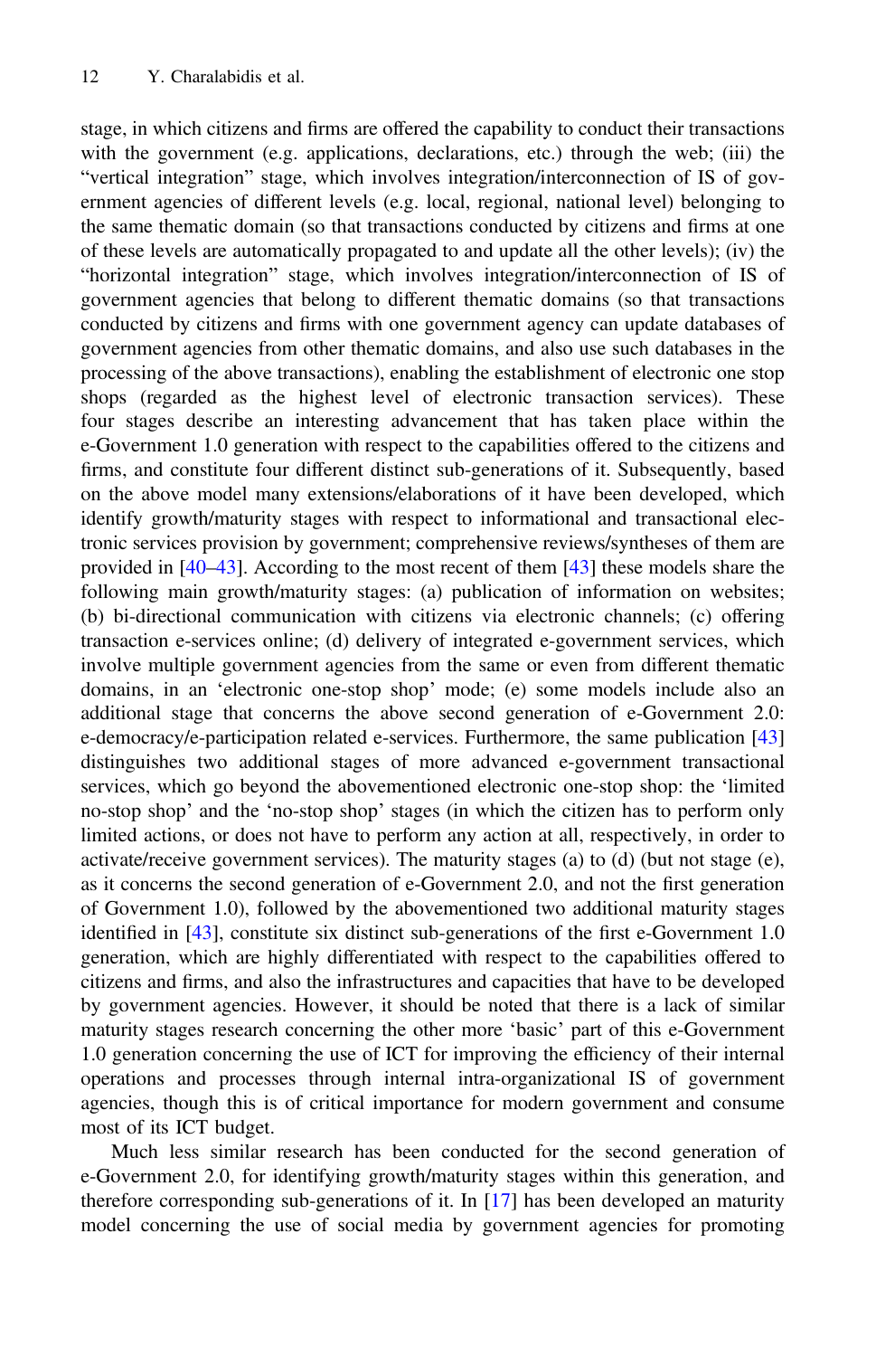stage, in which citizens and firms are offered the capability to conduct their transactions with the government (e.g. applications, declarations, etc.) through the web; (iii) the "vertical integration" stage, which involves integration/interconnection of IS of government agencies of different levels (e.g. local, regional, national level) belonging to the same thematic domain (so that transactions conducted by citizens and firms at one of these levels are automatically propagated to and update all the other levels); (iv) the "horizontal integration" stage, which involves integration/interconnection of IS of government agencies that belong to different thematic domains (so that transactions conducted by citizens and firms with one government agency can update databases of government agencies from other thematic domains, and also use such databases in the processing of the above transactions), enabling the establishment of electronic one stop shops (regarded as the highest level of electronic transaction services). These four stages describe an interesting advancement that has taken place within the e-Government 1.0 generation with respect to the capabilities offered to the citizens and firms, and constitute four different distinct sub-generations of it. Subsequently, based on the above model many extensions/elaborations of it have been developed, which identify growth/maturity stages with respect to informational and transactional electronic services provision by government; comprehensive reviews/syntheses of them are provided in [40–43]. According to the most recent of them [43] these models share the following main growth/maturity stages: (a) publication of information on websites; (b) bi-directional communication with citizens via electronic channels; (c) offering transaction e-services online; (d) delivery of integrated e-government services, which involve multiple government agencies from the same or even from different thematic domains, in an 'electronic one-stop shop' mode; (e) some models include also an additional stage that concerns the above second generation of e-Government 2.0: e-democracy/e-participation related e-services. Furthermore, the same publication [43] distinguishes two additional stages of more advanced e-government transactional services, which go beyond the abovementioned electronic one-stop shop: the 'limited no-stop shop' and the 'no-stop shop' stages (in which the citizen has to perform only limited actions, or does not have to perform any action at all, respectively, in order to activate/receive government services). The maturity stages (a) to (d) (but not stage (e), as it concerns the second generation of e-Government 2.0, and not the first generation of Government 1.0), followed by the abovementioned two additional maturity stages identified in [43], constitute six distinct sub-generations of the first e-Government 1.0 generation, which are highly differentiated with respect to the capabilities offered to citizens and firms, and also the infrastructures and capacities that have to be developed by government agencies. However, it should be noted that there is a lack of similar maturity stages research concerning the other more 'basic' part of this e-Government 1.0 generation concerning the use of ICT for improving the efficiency of their internal operations and processes through internal intra-organizational IS of government agencies, though this is of critical importance for modern government and consume most of its ICT budget.

Much less similar research has been conducted for the second generation of e-Government 2.0, for identifying growth/maturity stages within this generation, and therefore corresponding sub-generations of it. In [17] has been developed an maturity model concerning the use of social media by government agencies for promoting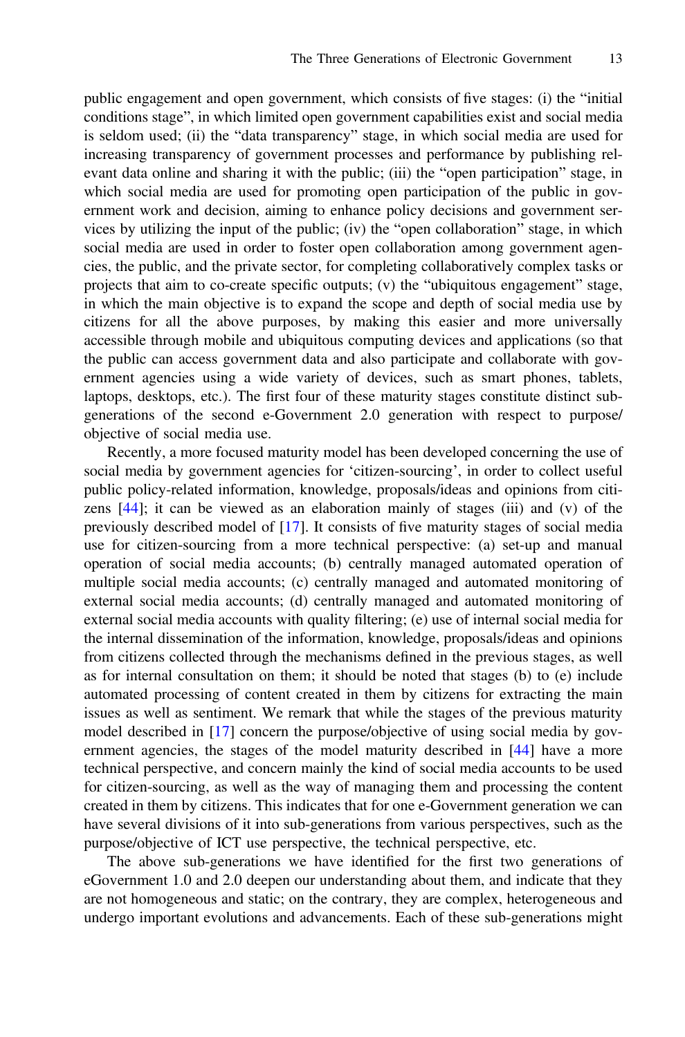public engagement and open government, which consists of five stages: (i) the "initial conditions stage", in which limited open government capabilities exist and social media is seldom used; (ii) the "data transparency" stage, in which social media are used for increasing transparency of government processes and performance by publishing relevant data online and sharing it with the public; (iii) the "open participation" stage, in which social media are used for promoting open participation of the public in government work and decision, aiming to enhance policy decisions and government services by utilizing the input of the public; (iv) the "open collaboration" stage, in which social media are used in order to foster open collaboration among government agencies, the public, and the private sector, for completing collaboratively complex tasks or projects that aim to co-create specific outputs; (v) the "ubiquitous engagement" stage, in which the main objective is to expand the scope and depth of social media use by citizens for all the above purposes, by making this easier and more universally accessible through mobile and ubiquitous computing devices and applications (so that the public can access government data and also participate and collaborate with government agencies using a wide variety of devices, such as smart phones, tablets, laptops, desktops, etc.). The first four of these maturity stages constitute distinct sub-generations of the second e-Government 2.0 generation with respect to purpose/objective of social media use.

Recently, a more focused maturity model has been developed concerning the use of social media by government agencies for 'citizen-sourcing', in order to collect useful public policy-related information, knowledge, proposals/ideas and opinions from citizens [44]; it can be viewed as an elaboration mainly of stages (iii) and (v) of the previously described model of [17]. It consists of five maturity stages of social media use for citizen-sourcing from a more technical perspective: (a) set-up and manual operation of social media accounts; (b) centrally managed automated operation of multiple social media accounts; (c) centrally managed and automated monitoring of external social media accounts; (d) centrally managed and automated monitoring of external social media accounts with quality filtering; (e) use of internal social media for the internal dissemination of the information, knowledge, proposals/ideas and opinions from citizens collected through the mechanisms defined in the previous stages, as well as for internal consultation on them; it should be noted that stages (b) to (e) include automated processing of content created in them by citizens for extracting the main issues as well as sentiment. We remark that while the stages of the previous maturity model described in [17] concern the purpose/objective of using social media by government agencies, the stages of the model maturity described in [44] have a more technical perspective, and concern mainly the kind of social media accounts to be used for citizen-sourcing, as well as the way of managing them and processing the content created in them by citizens. This indicates that for one e-Government generation we can have several divisions of it into sub-generations from various perspectives, such as the purpose/objective of ICT use perspective, the technical perspective, etc.

The above sub-generations we have identified for the first two generations of eGovernment 1.0 and 2.0 deepen our understanding about them, and indicate that they are not homogeneous and static; on the contrary, they are complex, heterogeneous and undergo important evolutions and advancements. Each of these sub-generations might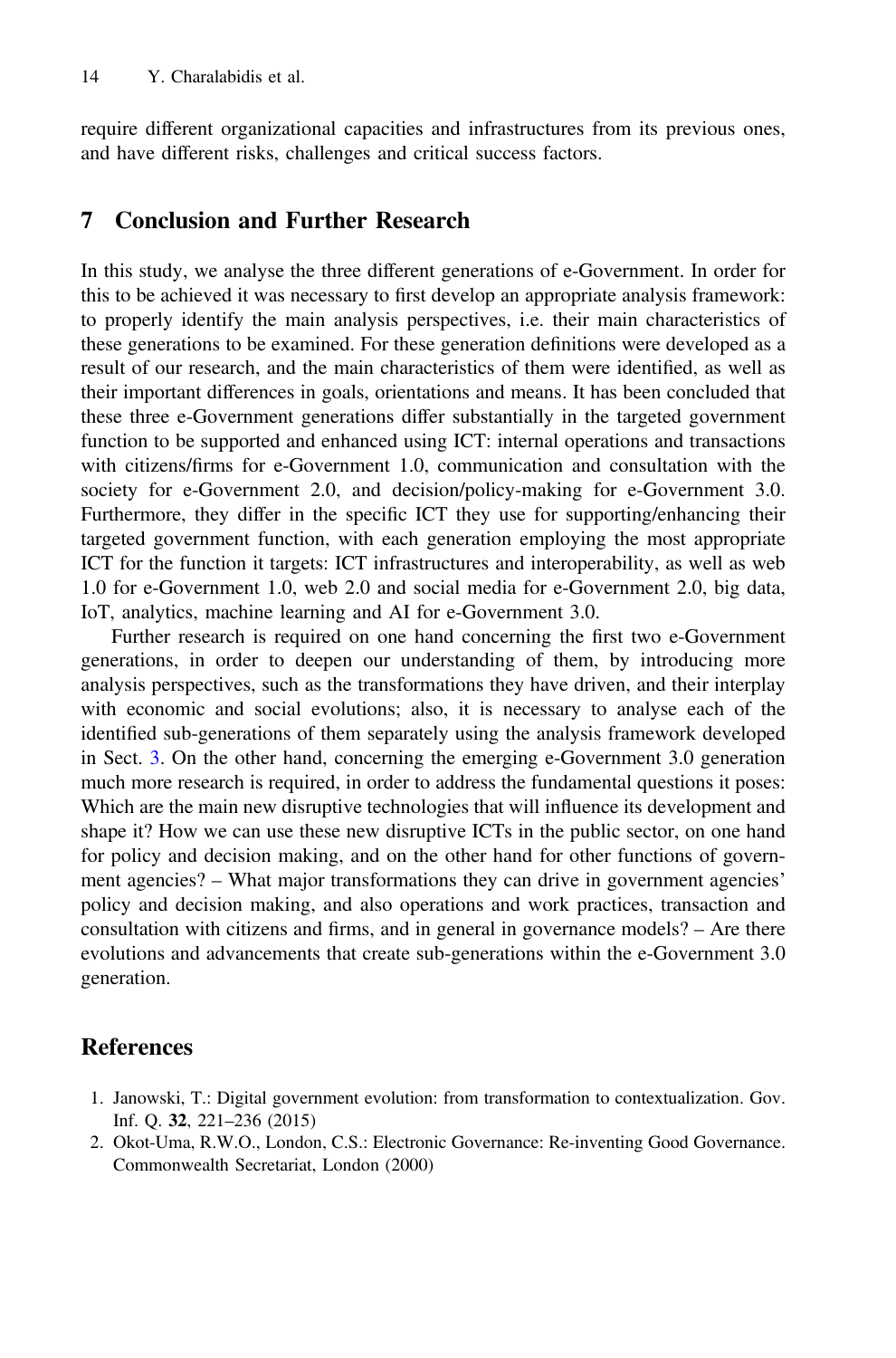require different organizational capacities and infrastructures from its previous ones, and have different risks, challenges and critical success factors.

## 7 Conclusion and Further Research

In this study, we analyse the three different generations of e-Government. In order for this to be achieved it was necessary to first develop an appropriate analysis framework: to properly identify the main analysis perspectives, i.e. their main characteristics of these generations to be examined. For these generation definitions were developed as a result of our research, and the main characteristics of them were identified, as well as their important differences in goals, orientations and means. It has been concluded that these three e-Government generations differ substantially in the targeted government function to be supported and enhanced using ICT: internal operations and transactions with citizens/firms for e-Government 1.0, communication and consultation with the society for e-Government 2.0, and decision/policy-making for e-Government 3.0. Furthermore, they differ in the specific ICT they use for supporting/enhancing their targeted government function, with each generation employing the most appropriate ICT for the function it targets: ICT infrastructures and interoperability, as well as web 1.0 for e-Government 1.0, web 2.0 and social media for e-Government 2.0, big data, IoT, analytics, machine learning and AI for e-Government 3.0.

Further research is required on one hand concerning the first two e-Government generations, in order to deepen our understanding of them, by introducing more analysis perspectives, such as the transformations they have driven, and their interplay with economic and social evolutions; also, it is necessary to analyse each of the identified sub-generations of them separately using the analysis framework developed in Sect. 3. On the other hand, concerning the emerging e-Government 3.0 generation much more research is required, in order to address the fundamental questions it poses: Which are the main new disruptive technologies that will influence its development and shape it? How we can use these new disruptive ICTs in the public sector, on one hand for policy and decision making, and on the other hand for other functions of government agencies? – What major transformations they can drive in government agencies' policy and decision making, and also operations and work practices, transaction and consultation with citizens and firms, and in general in governance models? – Are there evolutions and advancements that create sub-generations within the e-Government 3.0 generation.

## References

1. Janowski, T.: Digital government evolution: from transformation to contextualization. Gov. Inf. Q. **32**, 221–236 (2015)
2. Okot-Uma, R.W.O., London, C.S.: Electronic Governance: Re-inventing Good Governance. Commonwealth Secretariat, London (2000)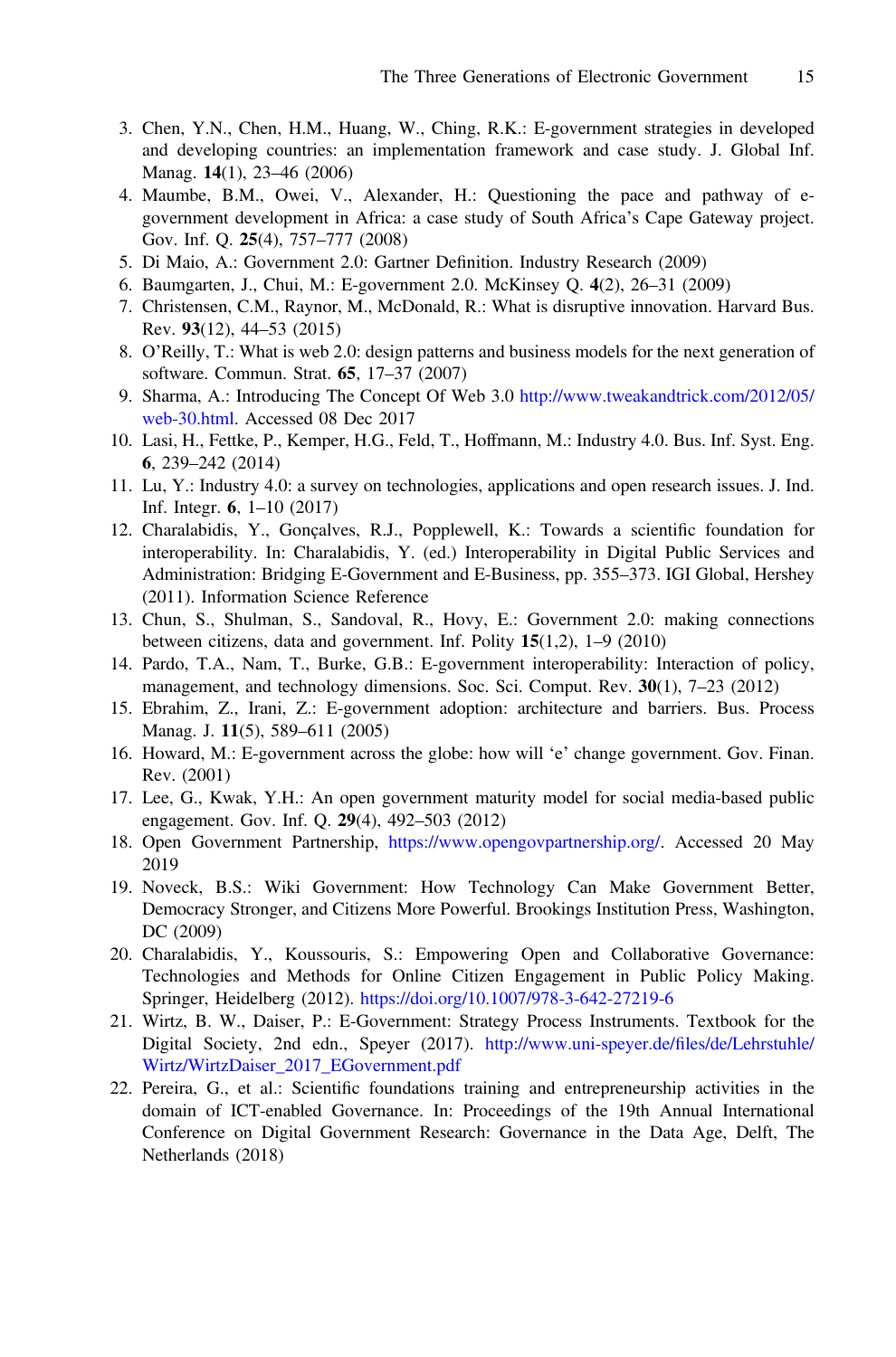3. Chen, Y.N., Chen, H.M., Huang, W., Ching, R.K.: E-government strategies in developed and developing countries: an implementation framework and case study. J. Global Inf. Manag. **14**(1), 23–46 (2006)
4. Maumbe, B.M., Owei, V., Alexander, H.: Questioning the pace and pathway of e-government development in Africa: a case study of South Africa's Cape Gateway project. Gov. Inf. Q. **25**(4), 757–777 (2008)
5. Di Maio, A.: Government 2.0: Gartner Definition. Industry Research (2009)
6. Baumgarten, J., Chui, M.: E-government 2.0. McKinsey Q. **4**(2), 26–31 (2009)
7. Christensen, C.M., Raynor, M., McDonald, R.: What is disruptive innovation. Harvard Bus. Rev. **93**(12), 44–53 (2015)
8. O'Reilly, T.: What is web 2.0: design patterns and business models for the next generation of software. Commun. Strat. **65**, 17–37 (2007)
9. Sharma, A.: Introducing The Concept Of Web 3.0 http://www.tweakandtrick.com/2012/05/web-30.html. Accessed 08 Dec 2017
10. Lasi, H., Fettke, P., Kemper, H.G., Feld, T., Hoffmann, M.: Industry 4.0. Bus. Inf. Syst. Eng. **6**, 239–242 (2014)
11. Lu, Y.: Industry 4.0: a survey on technologies, applications and open research issues. J. Ind. Inf. Integr. **6**, 1–10 (2017)
12. Charalabidis, Y., Gonçalves, R.J., Popplewell, K.: Towards a scientific foundation for interoperability. In: Charalabidis, Y. (ed.) Interoperability in Digital Public Services and Administration: Bridging E-Government and E-Business, pp. 355–373. IGI Global, Hershey (2011). Information Science Reference
13. Chun, S., Shulman, S., Sandoval, R., Hovy, E.: Government 2.0: making connections between citizens, data and government. Inf. Polity **15**(1,2), 1–9 (2010)
14. Pardo, T.A., Nam, T., Burke, G.B.: E-government interoperability: Interaction of policy, management, and technology dimensions. Soc. Sci. Comput. Rev. **30**(1), 7–23 (2012)
15. Ebrahim, Z., Irani, Z.: E-government adoption: architecture and barriers. Bus. Process Manag. J. **11**(5), 589–611 (2005)
16. Howard, M.: E-government across the globe: how will 'e' change government. Gov. Finan. Rev. (2001)
17. Lee, G., Kwak, Y.H.: An open government maturity model for social media-based public engagement. Gov. Inf. Q. **29**(4), 492–503 (2012)
18. Open Government Partnership, https://www.opengovpartnership.org/. Accessed 20 May 2019
19. Noveck, B.S.: Wiki Government: How Technology Can Make Government Better, Democracy Stronger, and Citizens More Powerful. Brookings Institution Press, Washington, DC (2009)
20. Charalabidis, Y., Koussouris, S.: Empowering Open and Collaborative Governance: Technologies and Methods for Online Citizen Engagement in Public Policy Making. Springer, Heidelberg (2012). https://doi.org/10.1007/978-3-642-27219-6
21. Wirtz, B. W., Daiser, P.: E-Government: Strategy Process Instruments. Textbook for the Digital Society, 2nd edn., Speyer (2017). http://www.uni-speyer.de/files/de/Lehrstuhle/Wirtz/WirtzDaiser_2017_EGovernment.pdf
22. Pereira, G., et al.: Scientific foundations training and entrepreneurship activities in the domain of ICT-enabled Governance. In: Proceedings of the 19th Annual International Conference on Digital Government Research: Governance in the Data Age, Delft, The Netherlands (2018)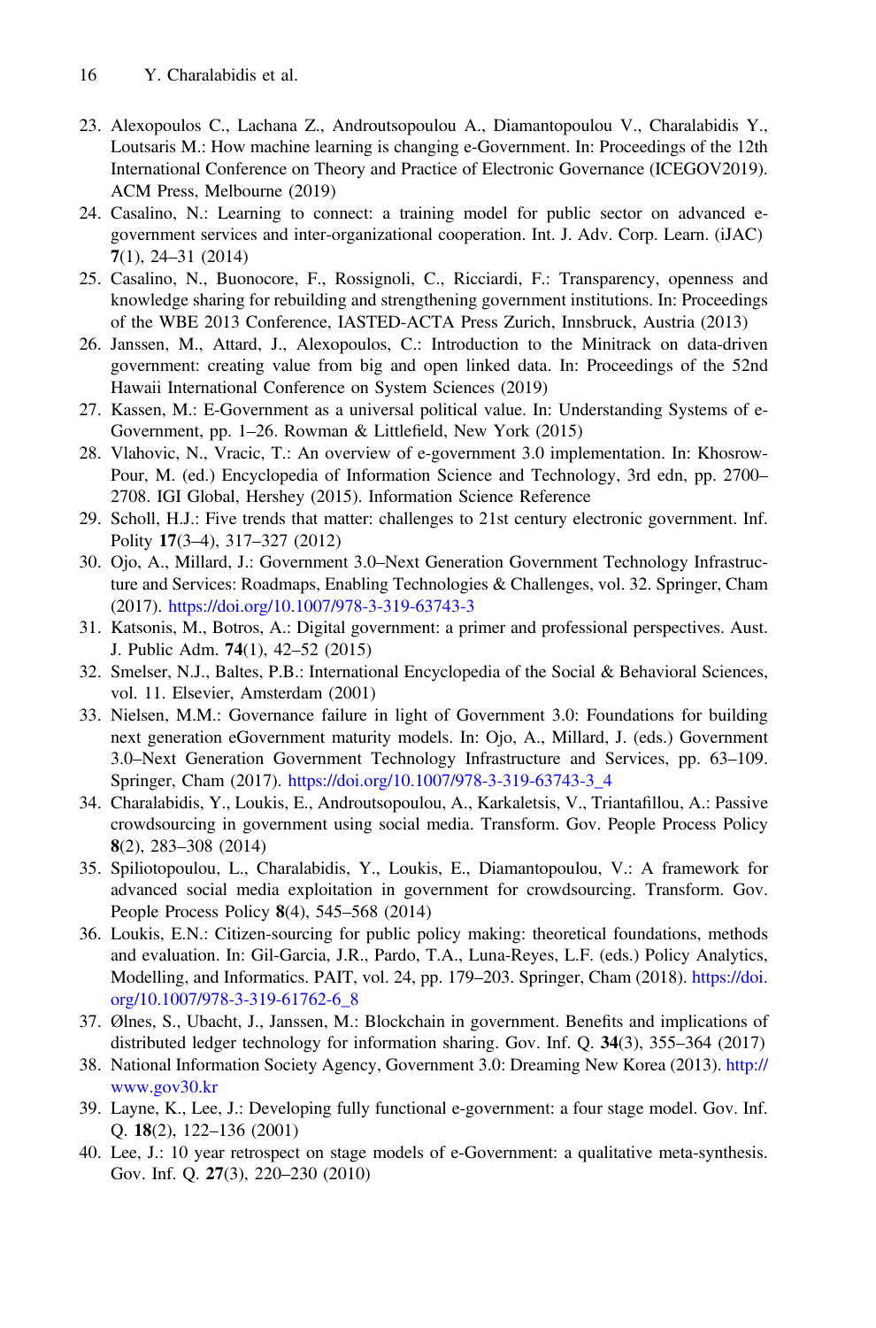23. Alexopoulos C., Lachana Z., Androutsopoulou A., Diamantopoulou V., Charalabidis Y., Loutsaris M.: How machine learning is changing e-Government. In: Proceedings of the 12th International Conference on Theory and Practice of Electronic Governance (ICEGOV2019). ACM Press, Melbourne (2019)
24. Casalino, N.: Learning to connect: a training model for public sector on advanced e-government services and inter-organizational cooperation. Int. J. Adv. Corp. Learn. (iJAC) **7**(1), 24–31 (2014)
25. Casalino, N., Buonocore, F., Rossignoli, C., Ricciardi, F.: Transparency, openness and knowledge sharing for rebuilding and strengthening government institutions. In: Proceedings of the WBE 2013 Conference, IASTED-ACTA Press Zurich, Innsbruck, Austria (2013)
26. Janssen, M., Attard, J., Alexopoulos, C.: Introduction to the Minitrack on data-driven government: creating value from big and open linked data. In: Proceedings of the 52nd Hawaii International Conference on System Sciences (2019)
27. Kassen, M.: E-Government as a universal political value. In: Understanding Systems of e-Government, pp. 1–26. Rowman & Littlefield, New York (2015)
28. Vlahovic, N., Vracic, T.: An overview of e-government 3.0 implementation. In: Khosrow-Pour, M. (ed.) Encyclopedia of Information Science and Technology, 3rd edn, pp. 2700–2708. IGI Global, Hershey (2015). Information Science Reference
29. Scholl, H.J.: Five trends that matter: challenges to 21st century electronic government. Inf. Polity **17**(3–4), 317–327 (2012)
30. Ojo, A., Millard, J.: Government 3.0–Next Generation Government Technology Infrastructure and Services: Roadmaps, Enabling Technologies & Challenges, vol. 32. Springer, Cham (2017). https://doi.org/10.1007/978-3-319-63743-3
31. Katsonis, M., Botros, A.: Digital government: a primer and professional perspectives. Aust. J. Public Adm. **74**(1), 42–52 (2015)
32. Smelser, N.J., Baltes, P.B.: International Encyclopedia of the Social & Behavioral Sciences, vol. 11. Elsevier, Amsterdam (2001)
33. Nielsen, M.M.: Governance failure in light of Government 3.0: Foundations for building next generation eGovernment maturity models. In: Ojo, A., Millard, J. (eds.) Government 3.0–Next Generation Government Technology Infrastructure and Services, pp. 63–109. Springer, Cham (2017). https://doi.org/10.1007/978-3-319-63743-3_4
34. Charalabidis, Y., Loukis, E., Androutsopoulou, A., Karkaletsis, V., Triantafillou, A.: Passive crowdsourcing in government using social media. Transform. Gov. People Process Policy **8**(2), 283–308 (2014)
35. Spiliotopoulou, L., Charalabidis, Y., Loukis, E., Diamantopoulou, V.: A framework for advanced social media exploitation in government for crowdsourcing. Transform. Gov. People Process Policy **8**(4), 545–568 (2014)
36. Loukis, E.N.: Citizen-sourcing for public policy making: theoretical foundations, methods and evaluation. In: Gil-Garcia, J.R., Pardo, T.A., Luna-Reyes, L.F. (eds.) Policy Analytics, Modelling, and Informatics. PAIT, vol. 24, pp. 179–203. Springer, Cham (2018). https://doi.org/10.1007/978-3-319-61762-6_8
37. Ølnes, S., Ubacht, J., Janssen, M.: Blockchain in government. Benefits and implications of distributed ledger technology for information sharing. Gov. Inf. Q. **34**(3), 355–364 (2017)
38. National Information Society Agency, Government 3.0: Dreaming New Korea (2013). http://www.gov30.kr
39. Layne, K., Lee, J.: Developing fully functional e-government: a four stage model. Gov. Inf. Q. **18**(2), 122–136 (2001)
40. Lee, J.: 10 year retrospect on stage models of e-Government: a qualitative meta-synthesis. Gov. Inf. Q. **27**(3), 220–230 (2010)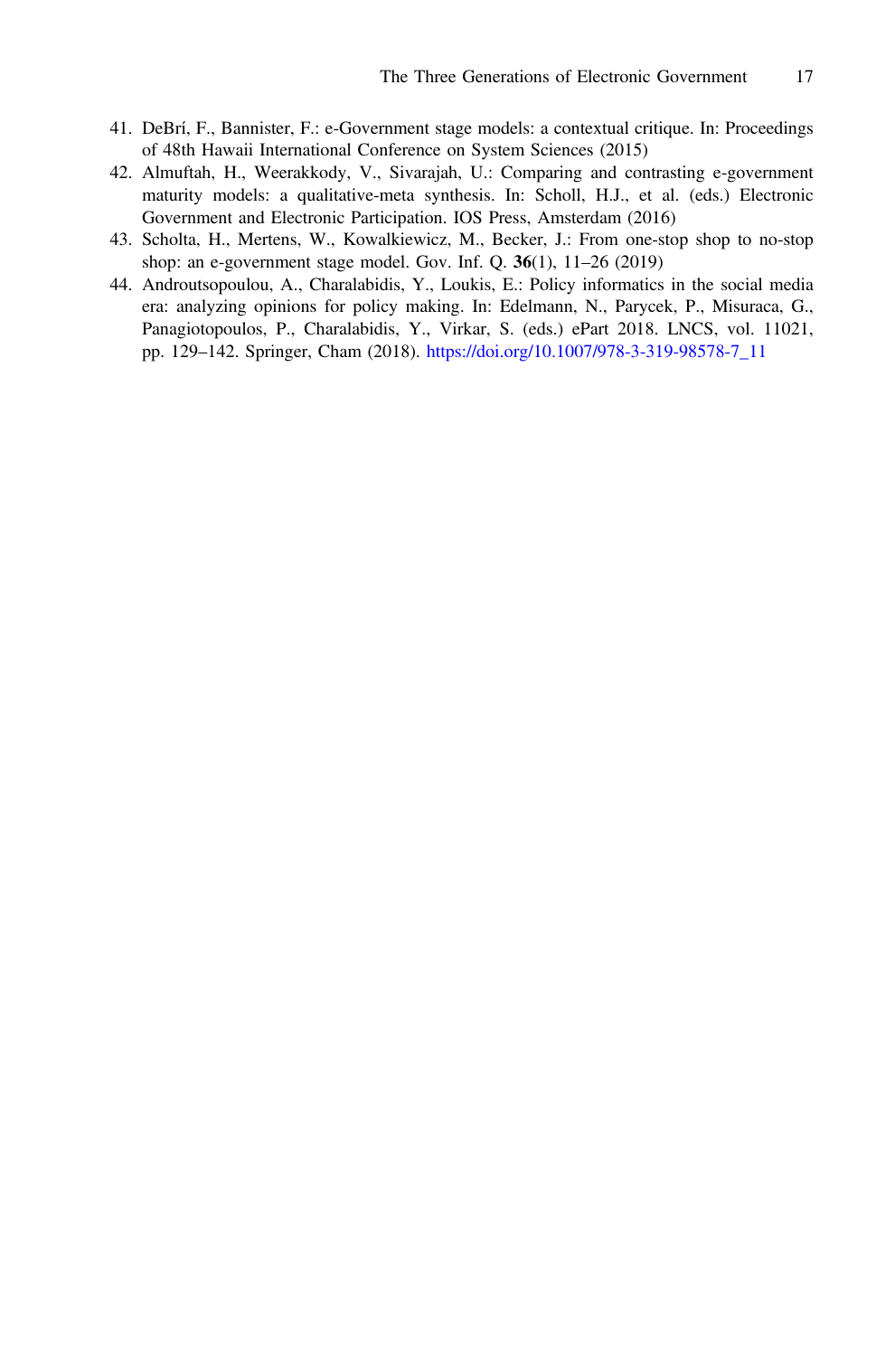41. DeBrí, F., Bannister, F.: e-Government stage models: a contextual critique. In: Proceedings of 48th Hawaii International Conference on System Sciences (2015)
42. Almuftah, H., Weerakkody, V., Sivarajah, U.: Comparing and contrasting e-government maturity models: a qualitative-meta synthesis. In: Scholl, H.J., et al. (eds.) Electronic Government and Electronic Participation. IOS Press, Amsterdam (2016)
43. Scholta, H., Mertens, W., Kowalkiewicz, M., Becker, J.: From one-stop shop to no-stop shop: an e-government stage model. Gov. Inf. Q. **36**(1), 11–26 (2019)
44. Androutsopoulou, A., Charalabidis, Y., Loukis, E.: Policy informatics in the social media era: analyzing opinions for policy making. In: Edelmann, N., Parycek, P., Misuraca, G., Panagiotopoulos, P., Charalabidis, Y., Virkar, S. (eds.) ePart 2018. LNCS, vol. 11021, pp. 129–142. Springer, Cham (2018). https://doi.org/10.1007/978-3-319-98578-7_11